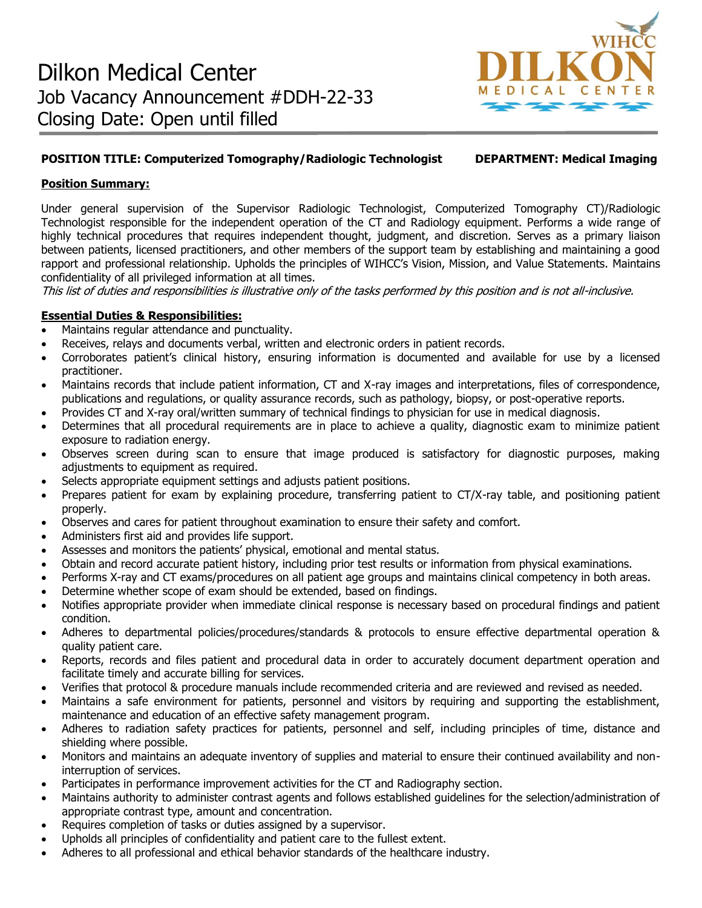# Dilkon Medical Center
## Job Vacancy Announcement #DDH-22-33
## Closing Date: Open until filled

WIHCC DILKON MEDICAL CENTER

**POSITION TITLE: Computerized Tomography/Radiologic Technologist** **DEPARTMENT: Medical Imaging**

**Position Summary:**

Under general supervision of the Supervisor Radiologic Technologist, Computerized Tomography CT)/Radiologic Technologist responsible for the independent operation of the CT and Radiology equipment. Performs a wide range of highly technical procedures that requires independent thought, judgment, and discretion. Serves as a primary liaison between patients, licensed practitioners, and other members of the support team by establishing and maintaining a good rapport and professional relationship. Upholds the principles of WIHCC's Vision, Mission, and Value Statements. Maintains confidentiality of all privileged information at all times.

*This list of duties and responsibilities is illustrative only of the tasks performed by this position and is not all-inclusive.*

**Essential Duties & Responsibilities:**

- Maintains regular attendance and punctuality.
- Receives, relays and documents verbal, written and electronic orders in patient records.
- Corroborates patient's clinical history, ensuring information is documented and available for use by a licensed practitioner.
- Maintains records that include patient information, CT and X-ray images and interpretations, files of correspondence, publications and regulations, or quality assurance records, such as pathology, biopsy, or post-operative reports.
- Provides CT and X-ray oral/written summary of technical findings to physician for use in medical diagnosis.
- Determines that all procedural requirements are in place to achieve a quality, diagnostic exam to minimize patient exposure to radiation energy.
- Observes screen during scan to ensure that image produced is satisfactory for diagnostic purposes, making adjustments to equipment as required.
- Selects appropriate equipment settings and adjusts patient positions.
- Prepares patient for exam by explaining procedure, transferring patient to CT/X-ray table, and positioning patient properly.
- Observes and cares for patient throughout examination to ensure their safety and comfort.
- Administers first aid and provides life support.
- Assesses and monitors the patients' physical, emotional and mental status.
- Obtain and record accurate patient history, including prior test results or information from physical examinations.
- Performs X-ray and CT exams/procedures on all patient age groups and maintains clinical competency in both areas.
- Determine whether scope of exam should be extended, based on findings.
- Notifies appropriate provider when immediate clinical response is necessary based on procedural findings and patient condition.
- Adheres to departmental policies/procedures/standards & protocols to ensure effective departmental operation & quality patient care.
- Reports, records and files patient and procedural data in order to accurately document department operation and facilitate timely and accurate billing for services.
- Verifies that protocol & procedure manuals include recommended criteria and are reviewed and revised as needed.
- Maintains a safe environment for patients, personnel and visitors by requiring and supporting the establishment, maintenance and education of an effective safety management program.
- Adheres to radiation safety practices for patients, personnel and self, including principles of time, distance and shielding where possible.
- Monitors and maintains an adequate inventory of supplies and material to ensure their continued availability and non-interruption of services.
- Participates in performance improvement activities for the CT and Radiography section.
- Maintains authority to administer contrast agents and follows established guidelines for the selection/administration of appropriate contrast type, amount and concentration.
- Requires completion of tasks or duties assigned by a supervisor.
- Upholds all principles of confidentiality and patient care to the fullest extent.
- Adheres to all professional and ethical behavior standards of the healthcare industry.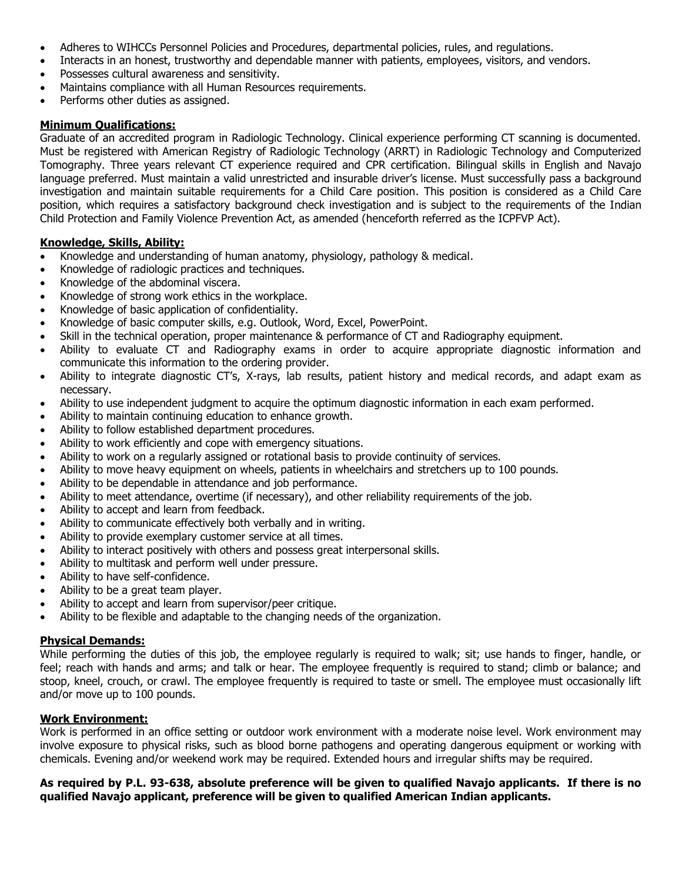- Adheres to WIHCCs Personnel Policies and Procedures, departmental policies, rules, and regulations.
- Interacts in an honest, trustworthy and dependable manner with patients, employees, visitors, and vendors.
- Possesses cultural awareness and sensitivity.
- Maintains compliance with all Human Resources requirements.
- Performs other duties as assigned.

**Minimum Qualifications:**

Graduate of an accredited program in Radiologic Technology. Clinical experience performing CT scanning is documented. Must be registered with American Registry of Radiologic Technology (ARRT) in Radiologic Technology and Computerized Tomography. Three years relevant CT experience required and CPR certification. Bilingual skills in English and Navajo language preferred. Must maintain a valid unrestricted and insurable driver's license. Must successfully pass a background investigation and maintain suitable requirements for a Child Care position. This position is considered as a Child Care position, which requires a satisfactory background check investigation and is subject to the requirements of the Indian Child Protection and Family Violence Prevention Act, as amended (henceforth referred as the ICPFVP Act).

**Knowledge, Skills, Ability:**

- Knowledge and understanding of human anatomy, physiology, pathology & medical.
- Knowledge of radiologic practices and techniques.
- Knowledge of the abdominal viscera.
- Knowledge of strong work ethics in the workplace.
- Knowledge of basic application of confidentiality.
- Knowledge of basic computer skills, e.g. Outlook, Word, Excel, PowerPoint.
- Skill in the technical operation, proper maintenance & performance of CT and Radiography equipment.
- Ability to evaluate CT and Radiography exams in order to acquire appropriate diagnostic information and communicate this information to the ordering provider.
- Ability to integrate diagnostic CT's, X-rays, lab results, patient history and medical records, and adapt exam as necessary.
- Ability to use independent judgment to acquire the optimum diagnostic information in each exam performed.
- Ability to maintain continuing education to enhance growth.
- Ability to follow established department procedures.
- Ability to work efficiently and cope with emergency situations.
- Ability to work on a regularly assigned or rotational basis to provide continuity of services.
- Ability to move heavy equipment on wheels, patients in wheelchairs and stretchers up to 100 pounds.
- Ability to be dependable in attendance and job performance.
- Ability to meet attendance, overtime (if necessary), and other reliability requirements of the job.
- Ability to accept and learn from feedback.
- Ability to communicate effectively both verbally and in writing.
- Ability to provide exemplary customer service at all times.
- Ability to interact positively with others and possess great interpersonal skills.
- Ability to multitask and perform well under pressure.
- Ability to have self-confidence.
- Ability to be a great team player.
- Ability to accept and learn from supervisor/peer critique.
- Ability to be flexible and adaptable to the changing needs of the organization.

**Physical Demands:**

While performing the duties of this job, the employee regularly is required to walk; sit; use hands to finger, handle, or feel; reach with hands and arms; and talk or hear. The employee frequently is required to stand; climb or balance; and stoop, kneel, crouch, or crawl. The employee frequently is required to taste or smell. The employee must occasionally lift and/or move up to 100 pounds.

**Work Environment:**

Work is performed in an office setting or outdoor work environment with a moderate noise level. Work environment may involve exposure to physical risks, such as blood borne pathogens and operating dangerous equipment or working with chemicals. Evening and/or weekend work may be required. Extended hours and irregular shifts may be required.

**As required by P.L. 93-638, absolute preference will be given to qualified Navajo applicants. If there is no qualified Navajo applicant, preference will be given to qualified American Indian applicants.**